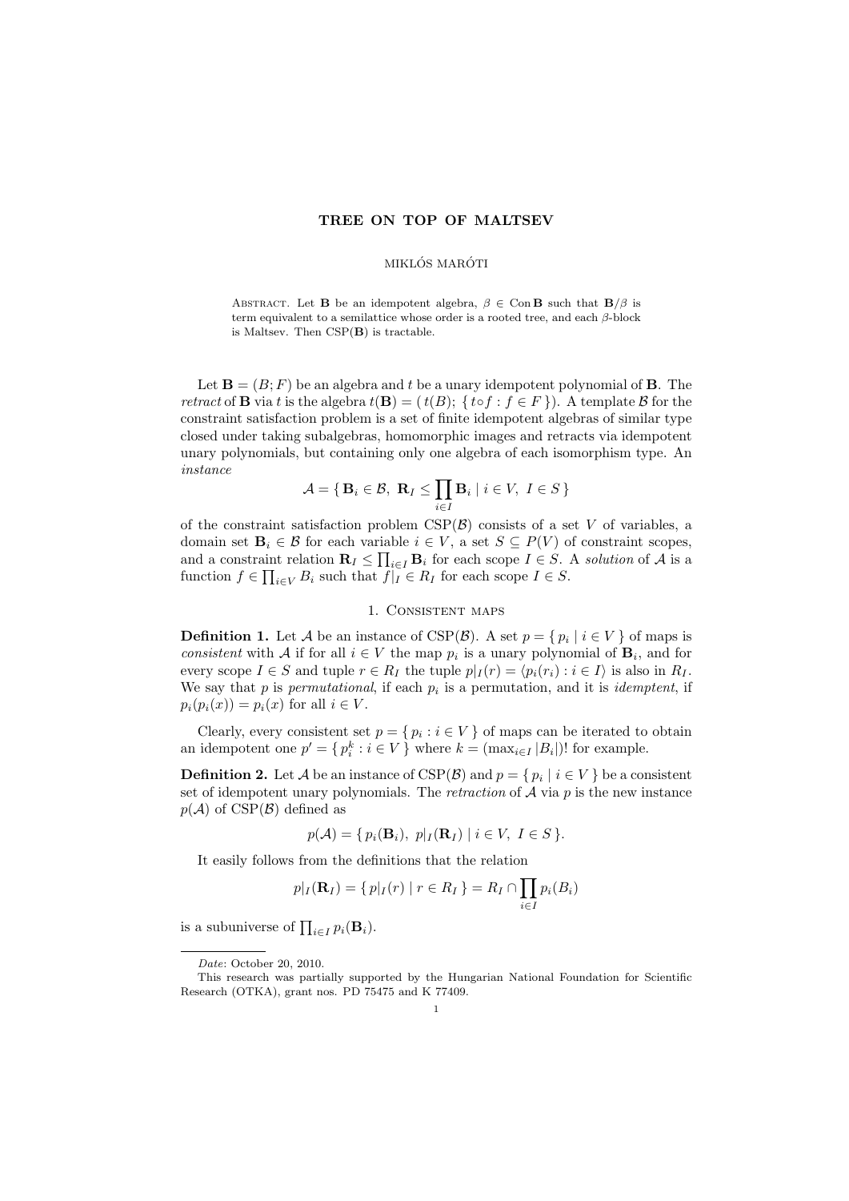# TREE ON TOP OF MALTSEV

MIKLÓS MARÓTI

Abstract. Let $\mathbf{B}$ be an idempotent algebra, $\beta \in \operatorname{Con} \mathbf{B}$ such that $\mathbf{B}/\beta$ is term equivalent to a semilattice whose order is a rooted tree, and each $\beta$-block is Maltsev. Then $\operatorname{CSP}(\mathbf{B})$ is tractable.

Let $\mathbf{B} = (B; F)$ be an algebra and $t$ be a unary idempotent polynomial of $\mathbf{B}$. The *retract* of $\mathbf{B}$ via $t$ is the algebra $t(\mathbf{B}) = (\, t(B); \, \{\, t \circ f : f \in F \,\})$. A template $\mathcal{B}$ for the constraint satisfaction problem is a set of finite idempotent algebras of similar type closed under taking subalgebras, homomorphic images and retracts via idempotent unary polynomials, but containing only one algebra of each isomorphism type. An *instance*

$$\mathcal{A} = \{\, \mathbf{B}_i \in \mathcal{B}, \; \mathbf{R}_I \leq \prod_{i \in I} \mathbf{B}_i \mid i \in V, \; I \in S \,\}$$

of the constraint satisfaction problem $\operatorname{CSP}(\mathcal{B})$ consists of a set $V$ of variables, a domain set $\mathbf{B}_i \in \mathcal{B}$ for each variable $i \in V$, a set $S \subseteq P(V)$ of constraint scopes, and a constraint relation $\mathbf{R}_I \leq \prod_{i \in I} \mathbf{B}_i$ for each scope $I \in S$. A *solution* of $\mathcal{A}$ is a function $f \in \prod_{i \in V} B_i$ such that $f|_I \in R_I$ for each scope $I \in S$.

## 1. Consistent maps

**Definition 1.** Let $\mathcal{A}$ be an instance of $\operatorname{CSP}(\mathcal{B})$. A set $p = \{\, p_i \mid i \in V \,\}$ of maps is *consistent* with $\mathcal{A}$ if for all $i \in V$ the map $p_i$ is a unary polynomial of $\mathbf{B}_i$, and for every scope $I \in S$ and tuple $r \in R_I$ the tuple $p|_I(r) = \langle p_i(r_i) : i \in I \rangle$ is also in $R_I$. We say that $p$ is *permutational*, if each $p_i$ is a permutation, and it is *idemptent*, if $p_i(p_i(x)) = p_i(x)$ for all $i \in V$.

Clearly, every consistent set $p = \{\, p_i : i \in V \,\}$ of maps can be iterated to obtain an idempotent one $p' = \{\, p_i^k : i \in V \,\}$ where $k = (\max_{i \in I} |B_i|)!$ for example.

**Definition 2.** Let $\mathcal{A}$ be an instance of $\operatorname{CSP}(\mathcal{B})$ and $p = \{\, p_i \mid i \in V \,\}$ be a consistent set of idempotent unary polynomials. The *retraction* of $\mathcal{A}$ via $p$ is the new instance $p(\mathcal{A})$ of $\operatorname{CSP}(\mathcal{B})$ defined as

$$p(\mathcal{A}) = \{\, p_i(\mathbf{B}_i), \; p|_I(\mathbf{R}_I) \mid i \in V, \; I \in S \,\}.$$

It easily follows from the definitions that the relation

$$p|_I(\mathbf{R}_I) = \{\, p|_I(r) \mid r \in R_I \,\} = R_I \cap \prod_{i \in I} p_i(B_i)$$

is a subuniverse of $\prod_{i \in I} p_i(\mathbf{B}_i)$.

---

*Date*: October 20, 2010.

This research was partially supported by the Hungarian National Foundation for Scientific Research (OTKA), grant nos. PD 75475 and K 77409.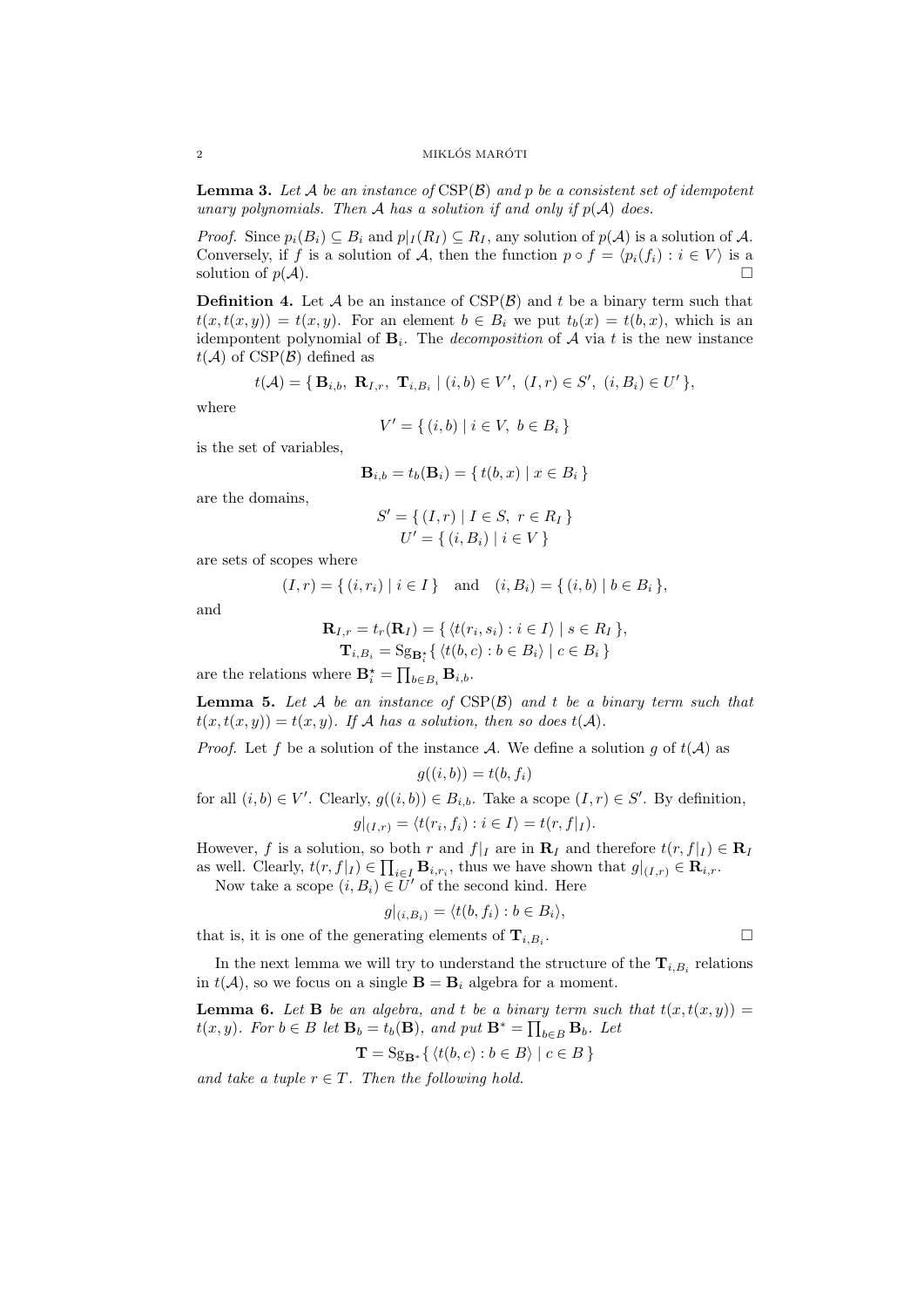**Lemma 3.** *Let $\mathcal{A}$ be an instance of $\mathrm{CSP}(\mathcal{B})$ and $p$ be a consistent set of idempotent unary polynomials. Then $\mathcal{A}$ has a solution if and only if $p(\mathcal{A})$ does.*

*Proof.* Since $p_i(B_i) \subseteq B_i$ and $p|_I(R_I) \subseteq R_I$, any solution of $p(\mathcal{A})$ is a solution of $\mathcal{A}$. Conversely, if $f$ is a solution of $\mathcal{A}$, then the function $p \circ f = \langle p_i(f_i) : i \in V \rangle$ is a solution of $p(\mathcal{A})$. □

**Definition 4.** Let $\mathcal{A}$ be an instance of $\mathrm{CSP}(\mathcal{B})$ and $t$ be a binary term such that $t(x, t(x, y)) = t(x, y)$. For an element $b \in B_i$ we put $t_b(x) = t(b, x)$, which is an idempontent polynomial of $\mathbf{B}_i$. The *decomposition* of $\mathcal{A}$ via $t$ is the new instance $t(\mathcal{A})$ of $\mathrm{CSP}(\mathcal{B})$ defined as

$$t(\mathcal{A}) = \{ \mathbf{B}_{i,b},\ \mathbf{R}_{I,r},\ \mathbf{T}_{i,B_i} \mid (i, b) \in V',\ (I, r) \in S',\ (i, B_i) \in U' \},$$

where

$$V' = \{ (i, b) \mid i \in V,\ b \in B_i \}$$

is the set of variables,

$$\mathbf{B}_{i,b} = t_b(\mathbf{B}_i) = \{ t(b, x) \mid x \in B_i \}$$

are the domains,

$$S' = \{ (I, r) \mid I \in S,\ r \in R_I \}$$
$$U' = \{ (i, B_i) \mid i \in V \}$$

are sets of scopes where

$$(I, r) = \{ (i, r_i) \mid i \in I \} \quad \text{and} \quad (i, B_i) = \{ (i, b) \mid b \in B_i \},$$

and

$$\mathbf{R}_{I,r} = t_r(\mathbf{R}_I) = \{ \langle t(r_i, s_i) : i \in I \rangle \mid s \in R_I \},$$
$$\mathbf{T}_{i,B_i} = \mathrm{Sg}_{\mathbf{B}_i^\star} \{ \langle t(b, c) : b \in B_i \rangle \mid c \in B_i \}$$

are the relations where $\mathbf{B}_i^\star = \prod_{b \in B_i} \mathbf{B}_{i,b}$.

**Lemma 5.** *Let $\mathcal{A}$ be an instance of $\mathrm{CSP}(\mathcal{B})$ and $t$ be a binary term such that $t(x, t(x, y)) = t(x, y)$. If $\mathcal{A}$ has a solution, then so does $t(\mathcal{A})$.*

*Proof.* Let $f$ be a solution of the instance $\mathcal{A}$. We define a solution $g$ of $t(\mathcal{A})$ as

$$g((i, b)) = t(b, f_i)$$

for all $(i, b) \in V'$. Clearly, $g((i, b)) \in B_{i,b}$. Take a scope $(I, r) \in S'$. By definition,

$$g|_{(I,r)} = \langle t(r_i, f_i) : i \in I \rangle = t(r, f|_I).$$

However, $f$ is a solution, so both $r$ and $f|_I$ are in $\mathbf{R}_I$ and therefore $t(r, f|_I) \in \mathbf{R}_I$ as well. Clearly, $t(r, f|_I) \in \prod_{i \in I} \mathbf{B}_{i,r_i}$, thus we have shown that $g|_{(I,r)} \in \mathbf{R}_{i,r}$.

Now take a scope $(i, B_i) \in U'$ of the second kind. Here

$$g|_{(i,B_i)} = \langle t(b, f_i) : b \in B_i \rangle,$$

that is, it is one of the generating elements of $\mathbf{T}_{i,B_i}$. □

In the next lemma we will try to understand the structure of the $\mathbf{T}_{i,B_i}$ relations in $t(\mathcal{A})$, so we focus on a single $\mathbf{B} = \mathbf{B}_i$ algebra for a moment.

**Lemma 6.** *Let $\mathbf{B}$ be an algebra, and $t$ be a binary term such that $t(x, t(x, y)) = t(x, y)$. For $b \in B$ let $\mathbf{B}_b = t_b(\mathbf{B})$, and put $\mathbf{B}^* = \prod_{b \in B} \mathbf{B}_b$. Let*

$$\mathbf{T} = \mathrm{Sg}_{\mathbf{B}^*} \{ \langle t(b, c) : b \in B \rangle \mid c \in B \}$$

*and take a tuple $r \in T$. Then the following hold.*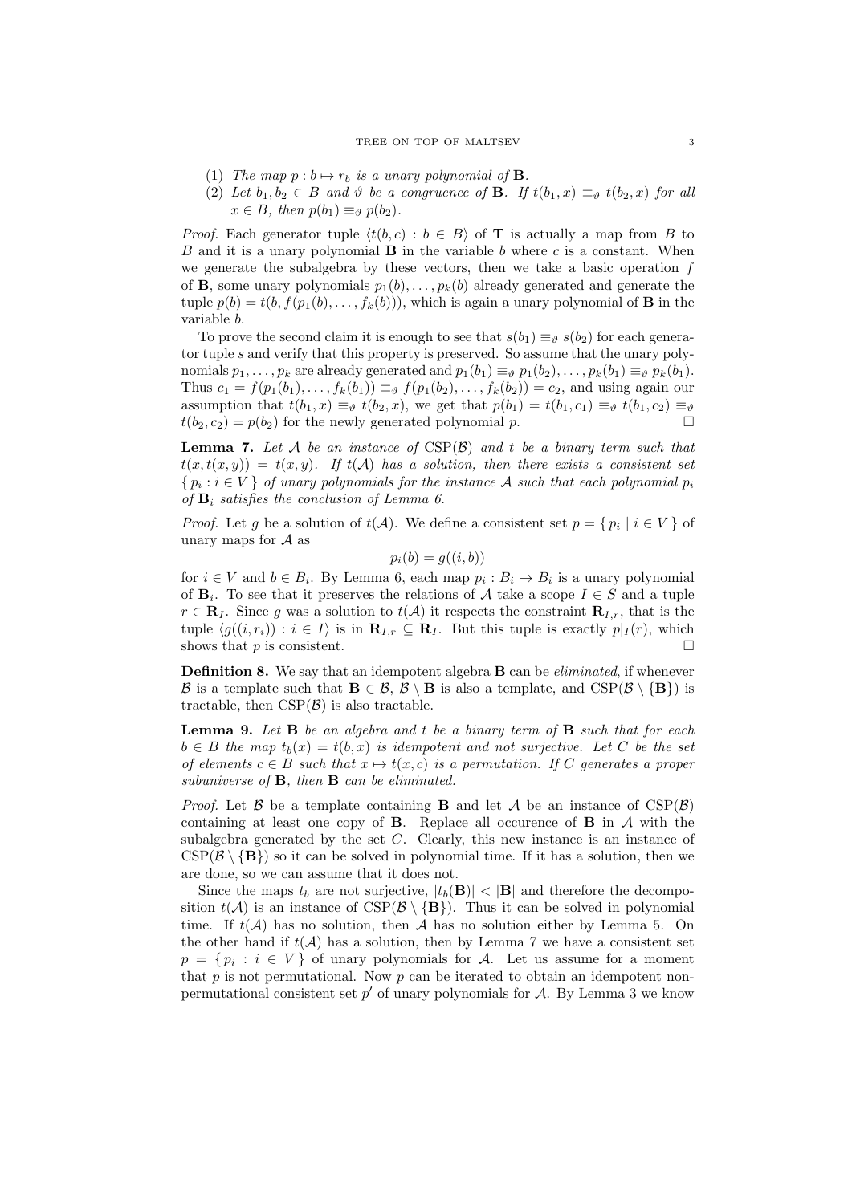(1) *The map $p : b \mapsto r_b$ is a unary polynomial of* $\mathbf{B}$.
(2) *Let $b_1, b_2 \in B$ and $\vartheta$ be a congruence of* $\mathbf{B}$. *If $t(b_1, x) \equiv_\vartheta t(b_2, x)$ for all $x \in B$, then $p(b_1) \equiv_\vartheta p(b_2)$.*

*Proof.* Each generator tuple $\langle t(b, c) : b \in B\rangle$ of $\mathbf{T}$ is actually a map from $B$ to $B$ and it is a unary polynomial $\mathbf{B}$ in the variable $b$ where $c$ is a constant. When we generate the subalgebra by these vectors, then we take a basic operation $f$ of $\mathbf{B}$, some unary polynomials $p_1(b), \ldots, p_k(b)$ already generated and generate the tuple $p(b) = t(b, f(p_1(b), \ldots, f_k(b)))$, which is again a unary polynomial of $\mathbf{B}$ in the variable $b$.

To prove the second claim it is enough to see that $s(b_1) \equiv_\vartheta s(b_2)$ for each generator tuple $s$ and verify that this property is preserved. So assume that the unary polynomials $p_1, \ldots, p_k$ are already generated and $p_1(b_1) \equiv_\vartheta p_1(b_2), \ldots, p_k(b_1) \equiv_\vartheta p_k(b_1)$. Thus $c_1 = f(p_1(b_1), \ldots, f_k(b_1)) \equiv_\vartheta f(p_1(b_2), \ldots, f_k(b_2)) = c_2$, and using again our assumption that $t(b_1, x) \equiv_\vartheta t(b_2, x)$, we get that $p(b_1) = t(b_1, c_1) \equiv_\vartheta t(b_1, c_2) \equiv_\vartheta t(b_2, c_2) = p(b_2)$ for the newly generated polynomial $p$. $\square$

**Lemma 7.** *Let $\mathcal{A}$ be an instance of $\mathrm{CSP}(\mathcal{B})$ and $t$ be a binary term such that $t(x, t(x, y)) = t(x, y)$. If $t(\mathcal{A})$ has a solution, then there exists a consistent set $\{ p_i : i \in V \}$ of unary polynomials for the instance $\mathcal{A}$ such that each polynomial $p_i$ of $\mathbf{B}_i$ satisfies the conclusion of Lemma 6.*

*Proof.* Let $g$ be a solution of $t(\mathcal{A})$. We define a consistent set $p = \{ p_i \mid i \in V \}$ of unary maps for $\mathcal{A}$ as

$$p_i(b) = g((i, b))$$

for $i \in V$ and $b \in B_i$. By Lemma 6, each map $p_i : B_i \to B_i$ is a unary polynomial of $\mathbf{B}_i$. To see that it preserves the relations of $\mathcal{A}$ take a scope $I \in S$ and a tuple $r \in \mathbf{R}_I$. Since $g$ was a solution to $t(\mathcal{A})$ it respects the constraint $\mathbf{R}_{I,r}$, that is the tuple $\langle g((i, r_i)) : i \in I\rangle$ is in $\mathbf{R}_{I,r} \subseteq \mathbf{R}_I$. But this tuple is exactly $p|_I(r)$, which shows that $p$ is consistent. $\square$

**Definition 8.** We say that an idempotent algebra $\mathbf{B}$ can be *eliminated*, if whenever $\mathcal{B}$ is a template such that $\mathbf{B} \in \mathcal{B}$, $\mathcal{B} \setminus \mathbf{B}$ is also a template, and $\mathrm{CSP}(\mathcal{B} \setminus \{\mathbf{B}\})$ is tractable, then $\mathrm{CSP}(\mathcal{B})$ is also tractable.

**Lemma 9.** *Let $\mathbf{B}$ be an algebra and $t$ be a binary term of $\mathbf{B}$ such that for each $b \in B$ the map $t_b(x) = t(b, x)$ is idempotent and not surjective. Let $C$ be the set of elements $c \in B$ such that $x \mapsto t(x, c)$ is a permutation. If $C$ generates a proper subuniverse of $\mathbf{B}$, then $\mathbf{B}$ can be eliminated.*

*Proof.* Let $\mathcal{B}$ be a template containing $\mathbf{B}$ and let $\mathcal{A}$ be an instance of $\mathrm{CSP}(\mathcal{B})$ containing at least one copy of $\mathbf{B}$. Replace all occurence of $\mathbf{B}$ in $\mathcal{A}$ with the subalgebra generated by the set $C$. Clearly, this new instance is an instance of $\mathrm{CSP}(\mathcal{B} \setminus \{\mathbf{B}\})$ so it can be solved in polynomial time. If it has a solution, then we are done, so we can assume that it does not.

Since the maps $t_b$ are not surjective, $|t_b(\mathbf{B})| < |\mathbf{B}|$ and therefore the decomposition $t(\mathcal{A})$ is an instance of $\mathrm{CSP}(\mathcal{B} \setminus \{\mathbf{B}\})$. Thus it can be solved in polynomial time. If $t(\mathcal{A})$ has no solution, then $\mathcal{A}$ has no solution either by Lemma 5. On the other hand if $t(\mathcal{A})$ has a solution, then by Lemma 7 we have a consistent set $p = \{ p_i : i \in V \}$ of unary polynomials for $\mathcal{A}$. Let us assume for a moment that $p$ is not permutational. Now $p$ can be iterated to obtain an idempotent non-permutational consistent set $p'$ of unary polynomials for $\mathcal{A}$. By Lemma 3 we know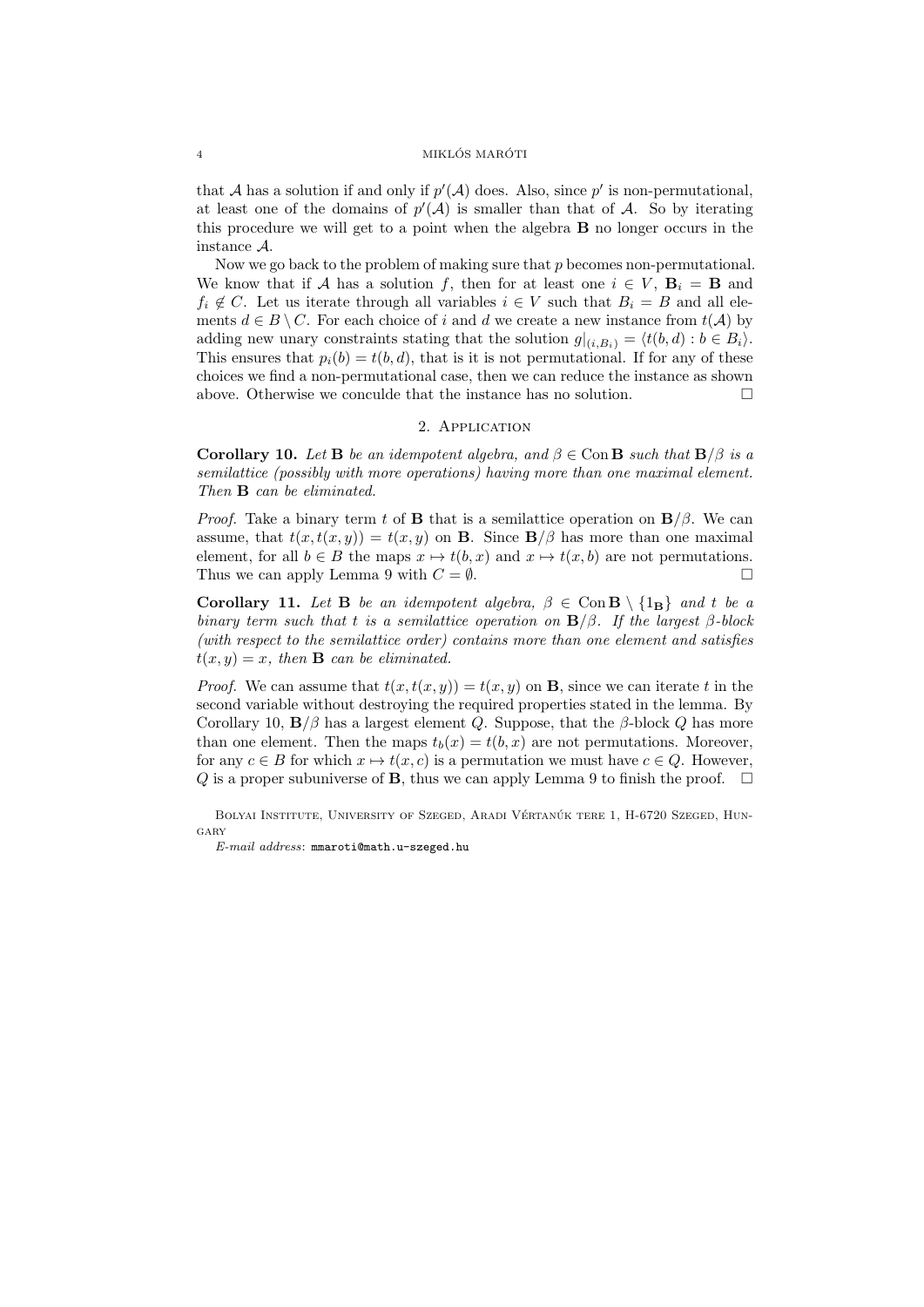that $\mathcal{A}$ has a solution if and only if $p'(\mathcal{A})$ does. Also, since $p'$ is non-permutational, at least one of the domains of $p'(\mathcal{A})$ is smaller than that of $\mathcal{A}$. So by iterating this procedure we will get to a point when the algebra $\mathbf{B}$ no longer occurs in the instance $\mathcal{A}$.

Now we go back to the problem of making sure that $p$ becomes non-permutational. We know that if $\mathcal{A}$ has a solution $f$, then for at least one $i \in V$, $\mathbf{B}_i = \mathbf{B}$ and $f_i \notin C$. Let us iterate through all variables $i \in V$ such that $B_i = B$ and all elements $d \in B \setminus C$. For each choice of $i$ and $d$ we create a new instance from $t(\mathcal{A})$ by adding new unary constraints stating that the solution $g|_{(i,B_i)} = \langle t(b,d) : b \in B_i \rangle$. This ensures that $p_i(b) = t(b,d)$, that is it is not permutational. If for any of these choices we find a non-permutational case, then we can reduce the instance as shown above. Otherwise we conculde that the instance has no solution. □

## 2. Application

**Corollary 10.** *Let $\mathbf{B}$ be an idempotent algebra, and $\beta \in \operatorname{Con} \mathbf{B}$ such that $\mathbf{B}/\beta$ is a semilattice (possibly with more operations) having more than one maximal element. Then $\mathbf{B}$ can be eliminated.*

*Proof.* Take a binary term $t$ of $\mathbf{B}$ that is a semilattice operation on $\mathbf{B}/\beta$. We can assume, that $t(x, t(x, y)) = t(x, y)$ on $\mathbf{B}$. Since $\mathbf{B}/\beta$ has more than one maximal element, for all $b \in B$ the maps $x \mapsto t(b, x)$ and $x \mapsto t(x, b)$ are not permutations. Thus we can apply Lemma 9 with $C = \emptyset$. □

**Corollary 11.** *Let $\mathbf{B}$ be an idempotent algebra, $\beta \in \operatorname{Con} \mathbf{B} \setminus \{1_{\mathbf{B}}\}$ and $t$ be a binary term such that $t$ is a semilattice operation on $\mathbf{B}/\beta$. If the largest $\beta$-block (with respect to the semilattice order) contains more than one element and satisfies $t(x, y) = x$, then $\mathbf{B}$ can be eliminated.*

*Proof.* We can assume that $t(x, t(x, y)) = t(x, y)$ on $\mathbf{B}$, since we can iterate $t$ in the second variable without destroying the required properties stated in the lemma. By Corollary 10, $\mathbf{B}/\beta$ has a largest element $Q$. Suppose, that the $\beta$-block $Q$ has more than one element. Then the maps $t_b(x) = t(b, x)$ are not permutations. Moreover, for any $c \in B$ for which $x \mapsto t(x, c)$ is a permutation we must have $c \in Q$. However, $Q$ is a proper subuniverse of $\mathbf{B}$, thus we can apply Lemma 9 to finish the proof. □

Bolyai Institute, University of Szeged, Aradi Vértanúk tere 1, H-6720 Szeged, Hungary

*E-mail address*: mmaroti@math.u-szeged.hu